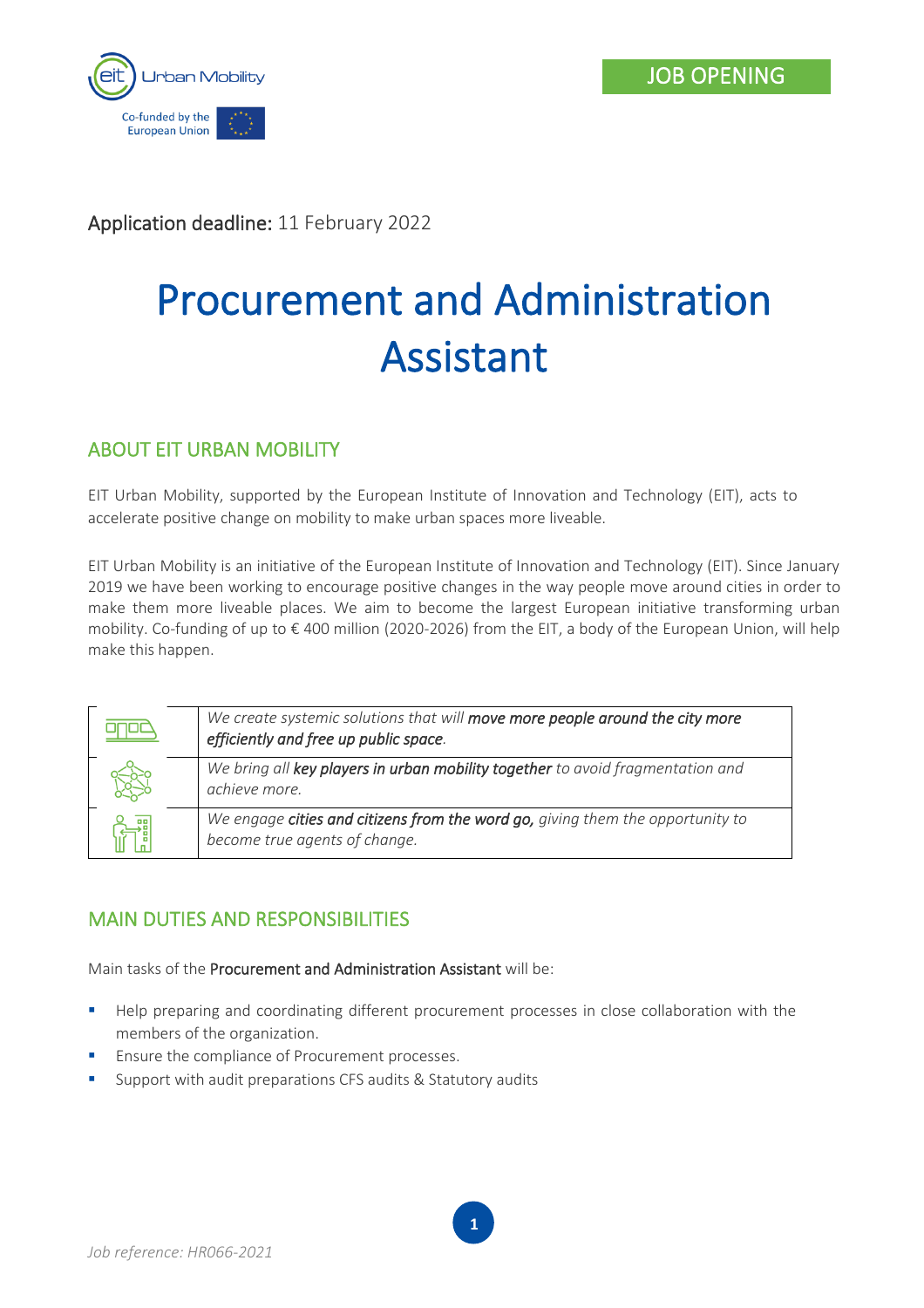JOB OPENING

Co-funded by the European Union

**Application deadline:** 11 February 2022

# Procurement and Administration Assistant

## ABOUT EIT URBAN MOBILITY

EIT Urban Mobility, supported by the European Institute of Innovation and Technology (EIT), acts to accelerate positive change on mobility to make urban spaces more liveable.

EIT Urban Mobility is an initiative of the European Institute of Innovation and Technology (EIT). Since January 2019 we have been working to encourage positive changes in the way people move around cities in order to make them more liveable places. We aim to become the largest European initiative transforming urban mobility. Co-funding of up to € 400 million (2020-2026) from the EIT, a body of the European Union, will help make this happen.

| | |
|---|---|
| | *We create systemic solutions that will **move more people around the city more efficiently and free up public space**.* |
| | *We bring all **key players in urban mobility together** to avoid fragmentation and achieve more.* |
| | *We engage **cities and citizens from the word go,** giving them the opportunity to become true agents of change.* |

## MAIN DUTIES AND RESPONSIBILITIES

Main tasks of the **Procurement and Administration Assistant** will be:

- Help preparing and coordinating different procurement processes in close collaboration with the members of the organization.
- Ensure the compliance of Procurement processes.
- Support with audit preparations CFS audits & Statutory audits

*Job reference: HR066-2021*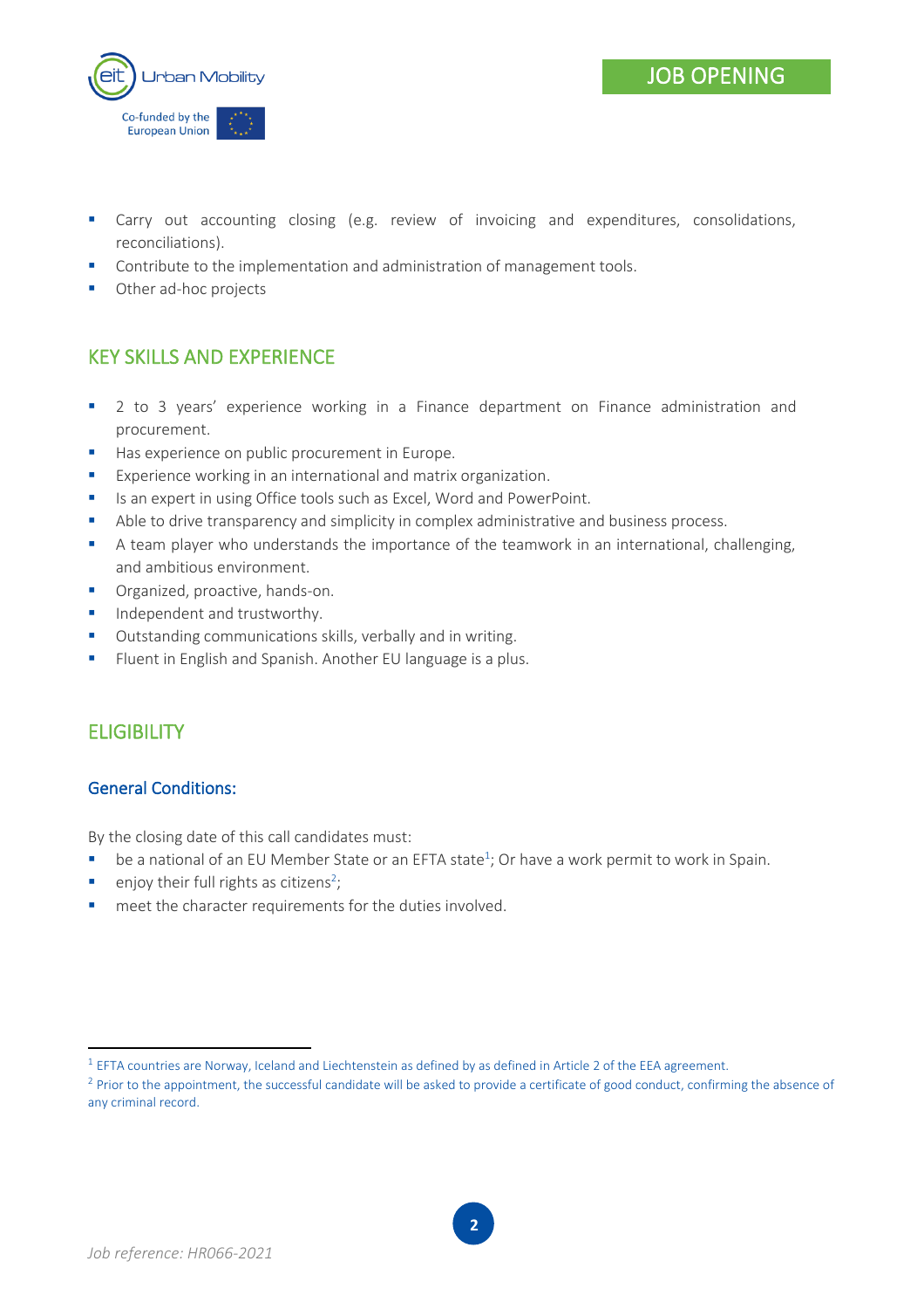- Carry out accounting closing (e.g. review of invoicing and expenditures, consolidations, reconciliations).
- Contribute to the implementation and administration of management tools.
- Other ad-hoc projects

## KEY SKILLS AND EXPERIENCE

- 2 to 3 years' experience working in a Finance department on Finance administration and procurement.
- Has experience on public procurement in Europe.
- Experience working in an international and matrix organization.
- Is an expert in using Office tools such as Excel, Word and PowerPoint.
- Able to drive transparency and simplicity in complex administrative and business process.
- A team player who understands the importance of the teamwork in an international, challenging, and ambitious environment.
- Organized, proactive, hands-on.
- Independent and trustworthy.
- Outstanding communications skills, verbally and in writing.
- Fluent in English and Spanish. Another EU language is a plus.

## ELIGIBILITY

### General Conditions:

By the closing date of this call candidates must:

- be a national of an EU Member State or an EFTA state[1]; Or have a work permit to work in Spain.
- enjoy their full rights as citizens[2];
- meet the character requirements for the duties involved.

---

[1] EFTA countries are Norway, Iceland and Liechtenstein as defined by as defined in Article 2 of the EEA agreement.

[2] Prior to the appointment, the successful candidate will be asked to provide a certificate of good conduct, confirming the absence of any criminal record.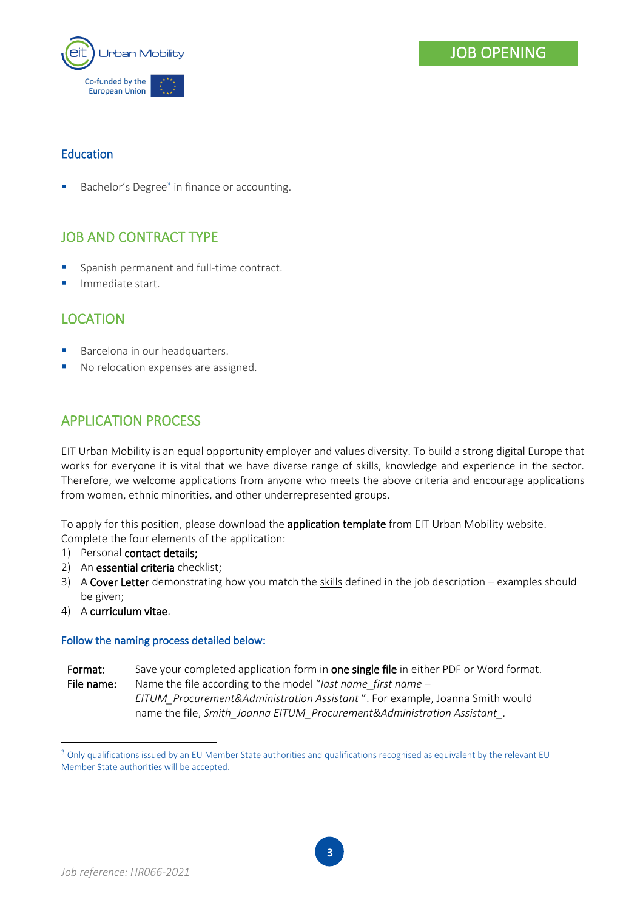## Education

- Bachelor's Degree[3] in finance or accounting.

## JOB AND CONTRACT TYPE

- Spanish permanent and full-time contract.
- Immediate start.

## LOCATION

- Barcelona in our headquarters.
- No relocation expenses are assigned.

## APPLICATION PROCESS

EIT Urban Mobility is an equal opportunity employer and values diversity. To build a strong digital Europe that works for everyone it is vital that we have diverse range of skills, knowledge and experience in the sector. Therefore, we welcome applications from anyone who meets the above criteria and encourage applications from women, ethnic minorities, and other underrepresented groups.

To apply for this position, please download the **application template** from EIT Urban Mobility website. Complete the four elements of the application:

1) Personal **contact details;**
2) An **essential criteria** checklist;
3) A **Cover Letter** demonstrating how you match the skills defined in the job description – examples should be given;
4) A **curriculum vitae**.

### Follow the naming process detailed below:

**Format:** Save your completed application form in **one single file** in either PDF or Word format.
**File name:** Name the file according to the model "*last name_first name – EITUM_Procurement&Administration Assistant* ". For example, Joanna Smith would name the file, *Smith_Joanna EITUM_Procurement&Administration Assistant_*.

---

[3] Only qualifications issued by an EU Member State authorities and qualifications recognised as equivalent by the relevant EU Member State authorities will be accepted.

*Job reference: HR066-2021*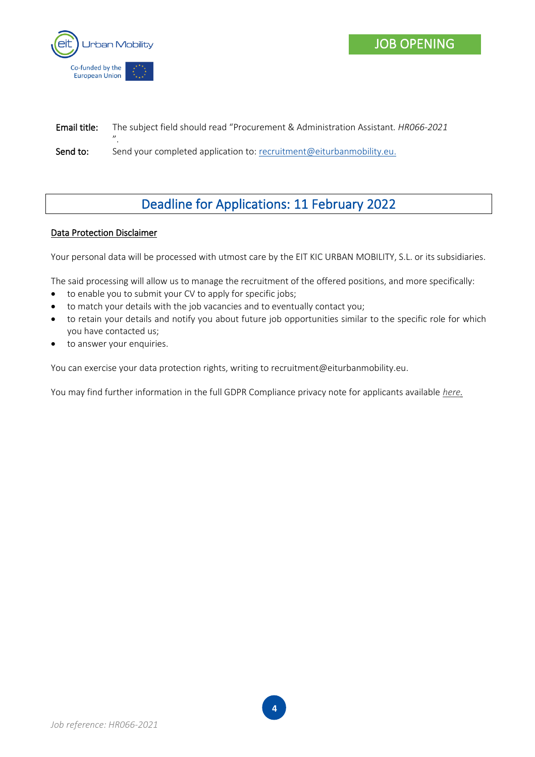**Email title:** The subject field should read "Procurement & Administration Assistant. *HR066-2021* ".

**Send to:** Send your completed application to: recruitment@eiturbanmobility.eu.

## Deadline for Applications: 11 February 2022

**Data Protection Disclaimer**

Your personal data will be processed with utmost care by the EIT KIC URBAN MOBILITY, S.L. or its subsidiaries.

The said processing will allow us to manage the recruitment of the offered positions, and more specifically:

- to enable you to submit your CV to apply for specific jobs;
- to match your details with the job vacancies and to eventually contact you;
- to retain your details and notify you about future job opportunities similar to the specific role for which you have contacted us;
- to answer your enquiries.

You can exercise your data protection rights, writing to recruitment@eiturbanmobility.eu.

You may find further information in the full GDPR Compliance privacy note for applicants available *here.*